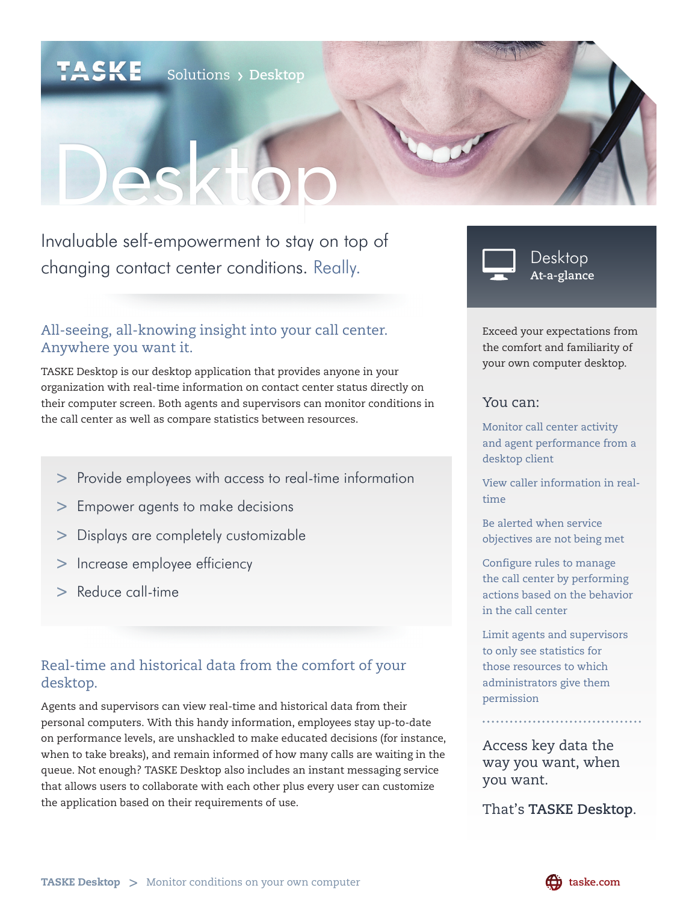TASKE Solutions › Desktop

# Desktop

Invaluable self-empowerment to stay on top of changing contact center conditions. Really.

## All-seeing, all-knowing insight into your call center. Anywhere you want it.

TASKE Desktop is our desktop application that provides anyone in your organization with real-time information on contact center status directly on their computer screen. Both agents and supervisors can monitor conditions in the call center as well as compare statistics between resources.

> Provide employees with access to real-time information
> Empower agents to make decisions
> Displays are completely customizable
> Increase employee efficiency
> Reduce call-time

## Real-time and historical data from the comfort of your desktop.

Agents and supervisors can view real-time and historical data from their personal computers. With this handy information, employees stay up-to-date on performance levels, are unshackled to make educated decisions (for instance, when to take breaks), and remain informed of how many calls are waiting in the queue. Not enough? TASKE Desktop also includes an instant messaging service that allows users to collaborate with each other plus every user can customize the application based on their requirements of use.

## Desktop At-a-glance

Exceed your expectations from the comfort and familiarity of your own computer desktop.

### You can:

- Monitor call center activity and agent performance from a desktop client
- View caller information in real-time
- Be alerted when service objectives are not being met
- Configure rules to manage the call center by performing actions based on the behavior in the call center
- Limit agents and supervisors to only see statistics for those resources to which administrators give them permission

Access key data the way you want, when you want.

That's **TASKE Desktop**.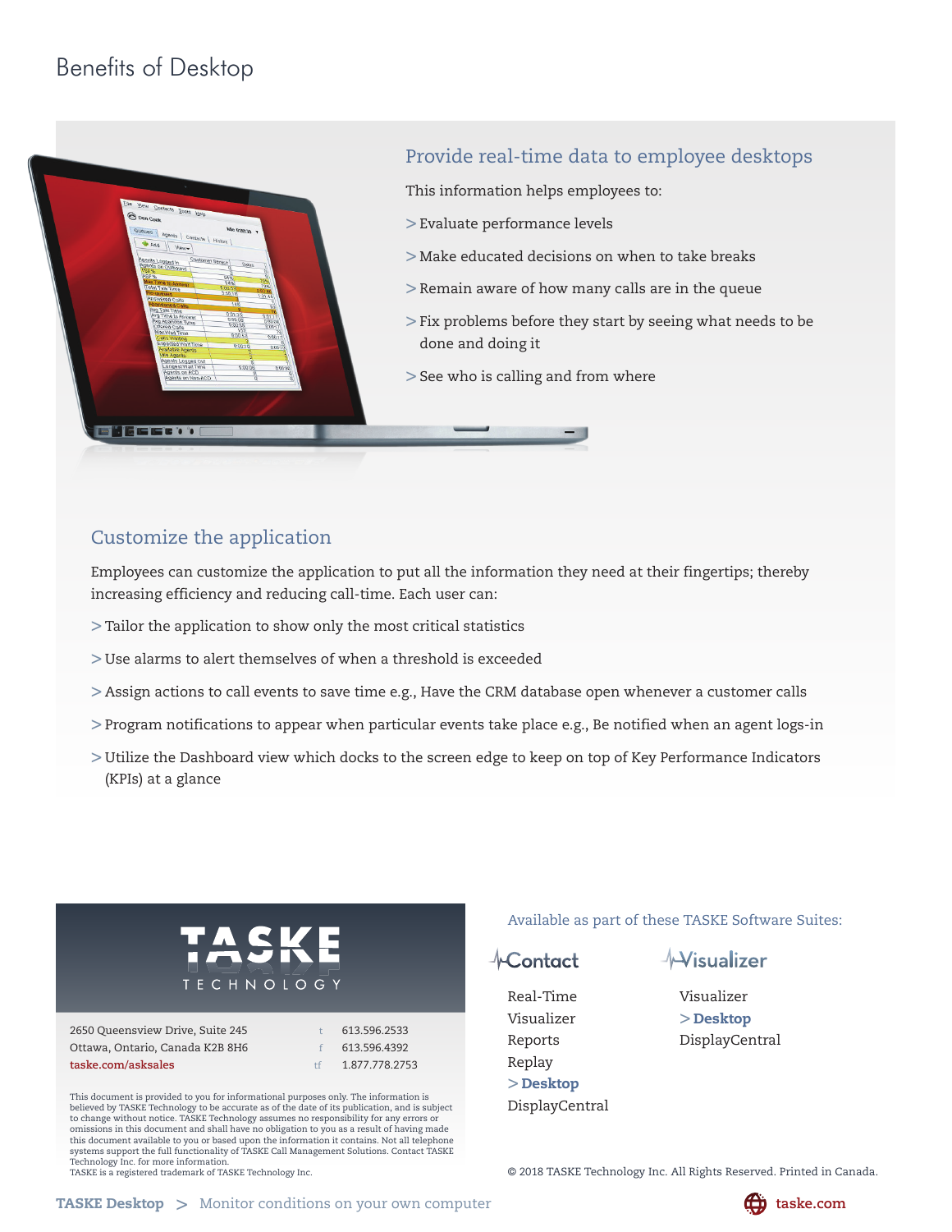# Benefits of Desktop

## Provide real-time data to employee desktops

This information helps employees to:

> Evaluate performance levels

> Make educated decisions on when to take breaks

> Remain aware of how many calls are in the queue

> Fix problems before they start by seeing what needs to be done and doing it

> See who is calling and from where

## Customize the application

Employees can customize the application to put all the information they need at their fingertips; thereby increasing efficiency and reducing call-time. Each user can:

> Tailor the application to show only the most critical statistics

> Use alarms to alert themselves of when a threshold is exceeded

> Assign actions to call events to save time e.g., Have the CRM database open whenever a customer calls

> Program notifications to appear when particular events take place e.g., Be notified when an agent logs-in

> Utilize the Dashboard view which docks to the screen edge to keep on top of Key Performance Indicators (KPIs) at a glance

TASKE TECHNOLOGY

2650 Queensview Drive, Suite 245
Ottawa, Ontario, Canada K2B 8H6
taske.com/asksales

t 613.596.2533
f 613.596.4392
tf 1.877.778.2753

This document is provided to you for informational purposes only. The information is believed by TASKE Technology to be accurate as of the date of its publication, and is subject to change without notice. TASKE Technology assumes no responsibility for any errors or omissions in this document and shall have no obligation to you as a result of having made this document available to you or based upon the information it contains. Not all telephone systems support the full functionality of TASKE Call Management Solutions. Contact TASKE Technology Inc. for more information.
TASKE is a registered trademark of TASKE Technology Inc.

Available as part of these TASKE Software Suites:

**Contact**

Real-Time
Visualizer
Reports
Replay
> **Desktop**
DisplayCentral

**Visualizer**

Visualizer
> **Desktop**
DisplayCentral

© 2018 TASKE Technology Inc. All Rights Reserved. Printed in Canada.

**TASKE Desktop** > Monitor conditions on your own computer

taske.com